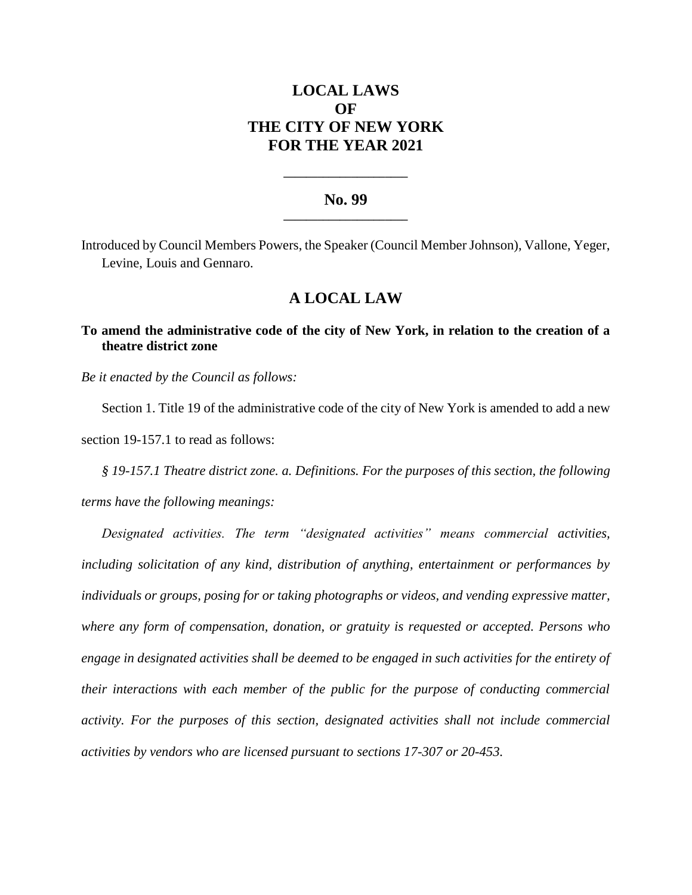# LOCAL LAWS OF THE CITY OF NEW YORK FOR THE YEAR 2021

---

## No. 99

---

Introduced by Council Members Powers, the Speaker (Council Member Johnson), Vallone, Yeger, Levine, Louis and Gennaro.

## A LOCAL LAW

**To amend the administrative code of the city of New York, in relation to the creation of a theatre district zone**

*Be it enacted by the Council as follows:*

Section 1. Title 19 of the administrative code of the city of New York is amended to add a new section 19-157.1 to read as follows:

*§ 19-157.1 Theatre district zone. a. Definitions. For the purposes of this section, the following terms have the following meanings:*

*Designated activities. The term "designated activities" means commercial activities, including solicitation of any kind, distribution of anything, entertainment or performances by individuals or groups, posing for or taking photographs or videos, and vending expressive matter, where any form of compensation, donation, or gratuity is requested or accepted. Persons who engage in designated activities shall be deemed to be engaged in such activities for the entirety of their interactions with each member of the public for the purpose of conducting commercial activity. For the purposes of this section, designated activities shall not include commercial activities by vendors who are licensed pursuant to sections 17-307 or 20-453.*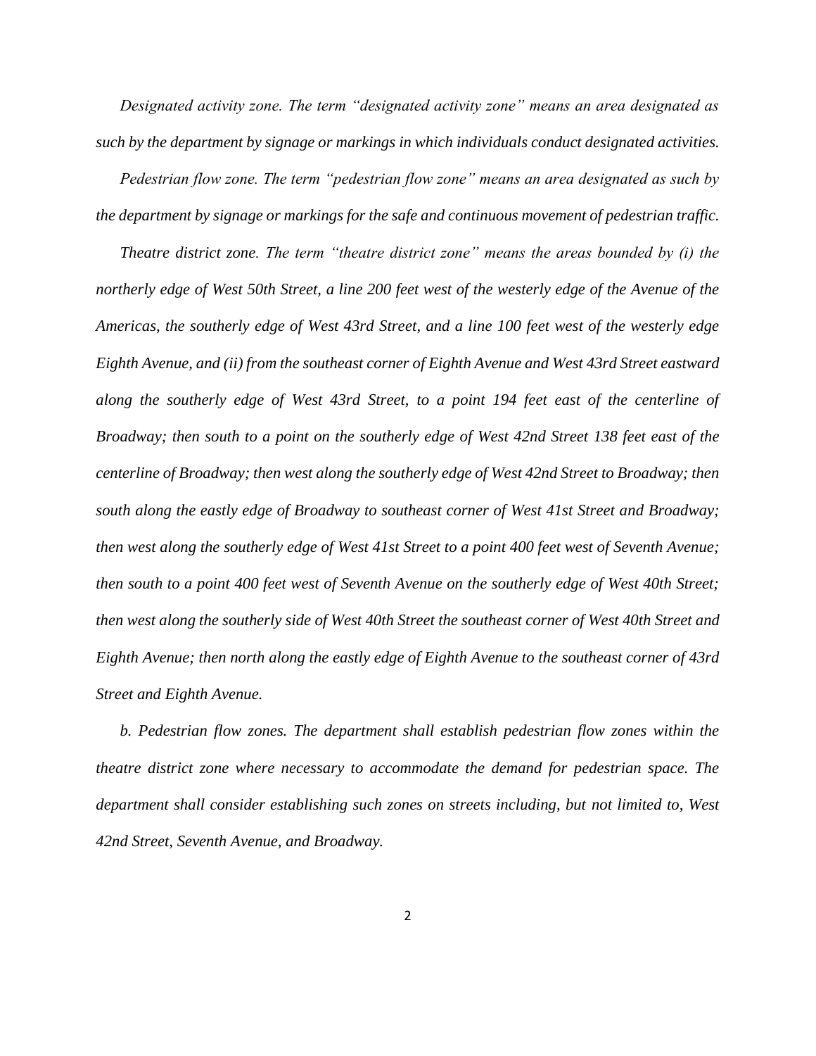*Designated activity zone. The term "designated activity zone" means an area designated as such by the department by signage or markings in which individuals conduct designated activities.*

*Pedestrian flow zone. The term "pedestrian flow zone" means an area designated as such by the department by signage or markings for the safe and continuous movement of pedestrian traffic.*

*Theatre district zone. The term "theatre district zone" means the areas bounded by (i) the northerly edge of West 50th Street, a line 200 feet west of the westerly edge of the Avenue of the Americas, the southerly edge of West 43rd Street, and a line 100 feet west of the westerly edge Eighth Avenue, and (ii) from the southeast corner of Eighth Avenue and West 43rd Street eastward along the southerly edge of West 43rd Street, to a point 194 feet east of the centerline of Broadway; then south to a point on the southerly edge of West 42nd Street 138 feet east of the centerline of Broadway; then west along the southerly edge of West 42nd Street to Broadway; then south along the eastly edge of Broadway to southeast corner of West 41st Street and Broadway; then west along the southerly edge of West 41st Street to a point 400 feet west of Seventh Avenue; then south to a point 400 feet west of Seventh Avenue on the southerly edge of West 40th Street; then west along the southerly side of West 40th Street the southeast corner of West 40th Street and Eighth Avenue; then north along the eastly edge of Eighth Avenue to the southeast corner of 43rd Street and Eighth Avenue.*

*b. Pedestrian flow zones. The department shall establish pedestrian flow zones within the theatre district zone where necessary to accommodate the demand for pedestrian space. The department shall consider establishing such zones on streets including, but not limited to, West 42nd Street, Seventh Avenue, and Broadway.*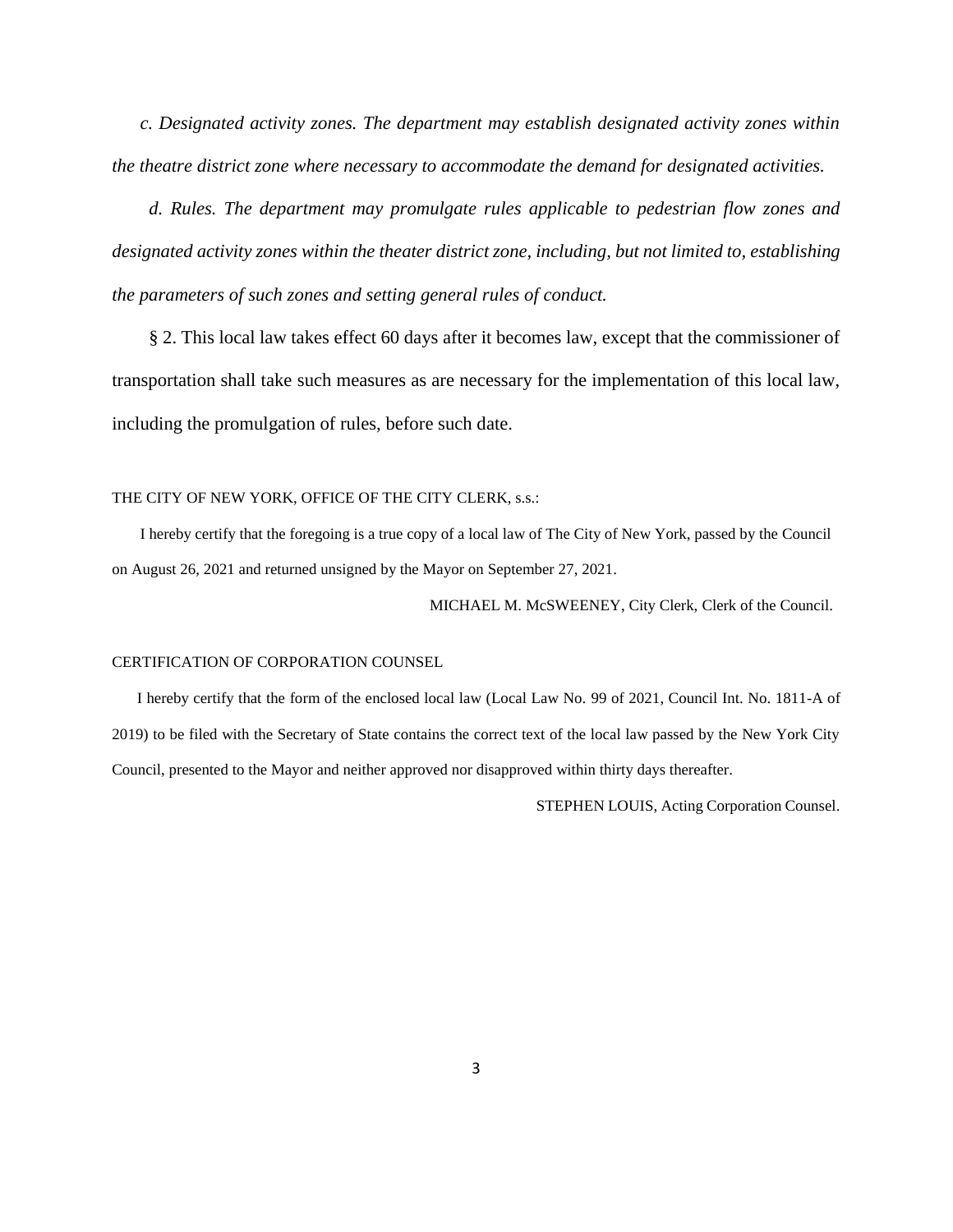*c. Designated activity zones. The department may establish designated activity zones within the theatre district zone where necessary to accommodate the demand for designated activities.*

*d. Rules. The department may promulgate rules applicable to pedestrian flow zones and designated activity zones within the theater district zone, including, but not limited to, establishing the parameters of such zones and setting general rules of conduct.*

§ 2. This local law takes effect 60 days after it becomes law, except that the commissioner of transportation shall take such measures as are necessary for the implementation of this local law, including the promulgation of rules, before such date.

THE CITY OF NEW YORK, OFFICE OF THE CITY CLERK, s.s.:

I hereby certify that the foregoing is a true copy of a local law of The City of New York, passed by the Council on August 26, 2021 and returned unsigned by the Mayor on September 27, 2021.

MICHAEL M. McSWEENEY, City Clerk, Clerk of the Council.

CERTIFICATION OF CORPORATION COUNSEL

I hereby certify that the form of the enclosed local law (Local Law No. 99 of 2021, Council Int. No. 1811-A of 2019) to be filed with the Secretary of State contains the correct text of the local law passed by the New York City Council, presented to the Mayor and neither approved nor disapproved within thirty days thereafter.

STEPHEN LOUIS, Acting Corporation Counsel.